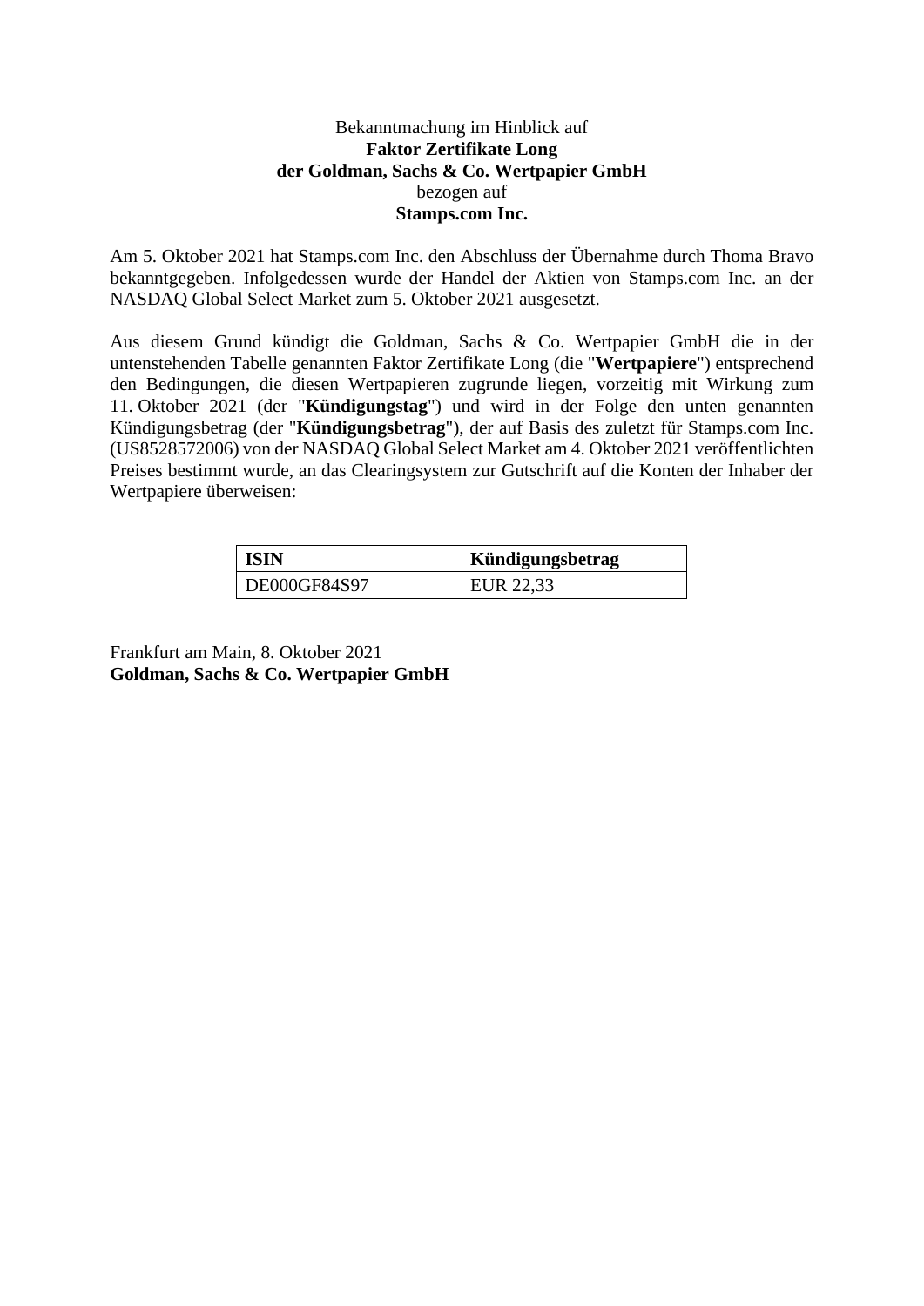Bekanntmachung im Hinblick auf
**Faktor Zertifikate Long**
**der Goldman, Sachs & Co. Wertpapier GmbH**
bezogen auf
**Stamps.com Inc.**

Am 5. Oktober 2021 hat Stamps.com Inc. den Abschluss der Übernahme durch Thoma Bravo bekanntgegeben. Infolgedessen wurde der Handel der Aktien von Stamps.com Inc. an der NASDAQ Global Select Market zum 5. Oktober 2021 ausgesetzt.

Aus diesem Grund kündigt die Goldman, Sachs & Co. Wertpapier GmbH die in der untenstehenden Tabelle genannten Faktor Zertifikate Long (die "**Wertpapiere**") entsprechend den Bedingungen, die diesen Wertpapieren zugrunde liegen, vorzeitig mit Wirkung zum 11. Oktober 2021 (der "**Kündigungstag**") und wird in der Folge den unten genannten Kündigungsbetrag (der "**Kündigungsbetrag**"), der auf Basis des zuletzt für Stamps.com Inc. (US8528572006) von der NASDAQ Global Select Market am 4. Oktober 2021 veröffentlichten Preises bestimmt wurde, an das Clearingsystem zur Gutschrift auf die Konten der Inhaber der Wertpapiere überweisen:

| ISIN | Kündigungsbetrag |
|---|---|
| DE000GF84S97 | EUR 22,33 |

Frankfurt am Main, 8. Oktober 2021
**Goldman, Sachs & Co. Wertpapier GmbH**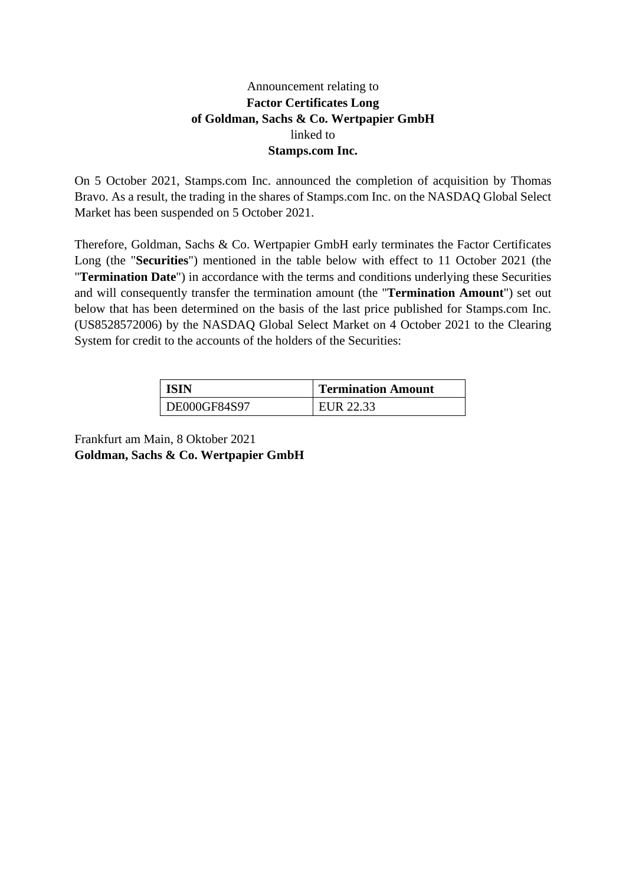Announcement relating to
**Factor Certificates Long**
**of Goldman, Sachs & Co. Wertpapier GmbH**
linked to
**Stamps.com Inc.**

On 5 October 2021, Stamps.com Inc. announced the completion of acquisition by Thomas Bravo. As a result, the trading in the shares of Stamps.com Inc. on the NASDAQ Global Select Market has been suspended on 5 October 2021.

Therefore, Goldman, Sachs & Co. Wertpapier GmbH early terminates the Factor Certificates Long (the "**Securities**") mentioned in the table below with effect to 11 October 2021 (the "**Termination Date**") in accordance with the terms and conditions underlying these Securities and will consequently transfer the termination amount (the "**Termination Amount**") set out below that has been determined on the basis of the last price published for Stamps.com Inc. (US8528572006) by the NASDAQ Global Select Market on 4 October 2021 to the Clearing System for credit to the accounts of the holders of the Securities:

| ISIN | Termination Amount |
|---|---|
| DE000GF84S97 | EUR 22.33 |

Frankfurt am Main, 8 Oktober 2021
**Goldman, Sachs & Co. Wertpapier GmbH**